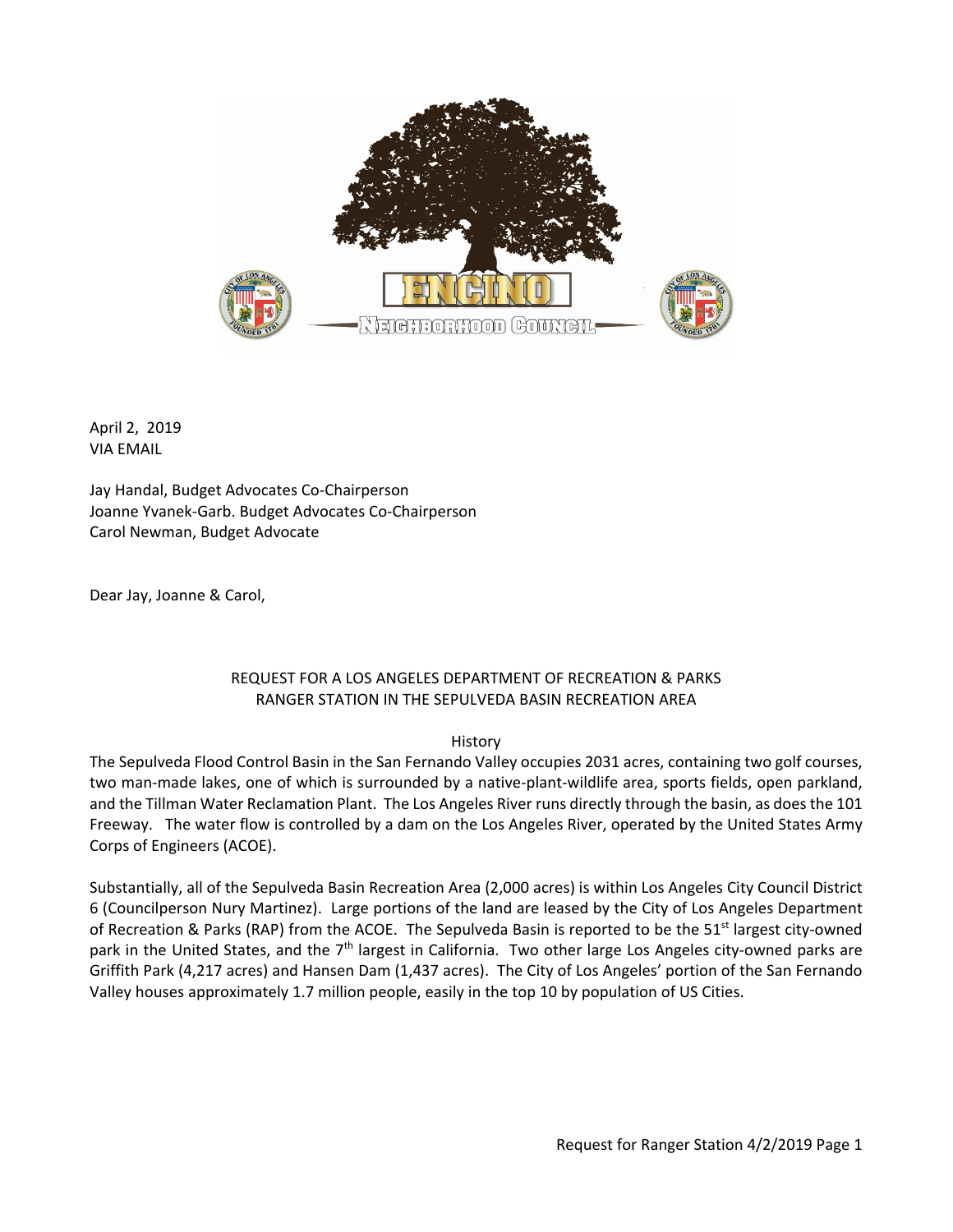April 2, 2019
VIA EMAIL

Jay Handal, Budget Advocates Co-Chairperson
Joanne Yvanek-Garb. Budget Advocates Co-Chairperson
Carol Newman, Budget Advocate

Dear Jay, Joanne & Carol,

## REQUEST FOR A LOS ANGELES DEPARTMENT OF RECREATION & PARKS RANGER STATION IN THE SEPULVEDA BASIN RECREATION AREA

### History

The Sepulveda Flood Control Basin in the San Fernando Valley occupies 2031 acres, containing two golf courses, two man-made lakes, one of which is surrounded by a native-plant-wildlife area, sports fields, open parkland, and the Tillman Water Reclamation Plant. The Los Angeles River runs directly through the basin, as does the 101 Freeway. The water flow is controlled by a dam on the Los Angeles River, operated by the United States Army Corps of Engineers (ACOE).

Substantially, all of the Sepulveda Basin Recreation Area (2,000 acres) is within Los Angeles City Council District 6 (Councilperson Nury Martinez). Large portions of the land are leased by the City of Los Angeles Department of Recreation & Parks (RAP) from the ACOE. The Sepulveda Basin is reported to be the 51st largest city-owned park in the United States, and the 7th largest in California. Two other large Los Angeles city-owned parks are Griffith Park (4,217 acres) and Hansen Dam (1,437 acres). The City of Los Angeles' portion of the San Fernando Valley houses approximately 1.7 million people, easily in the top 10 by population of US Cities.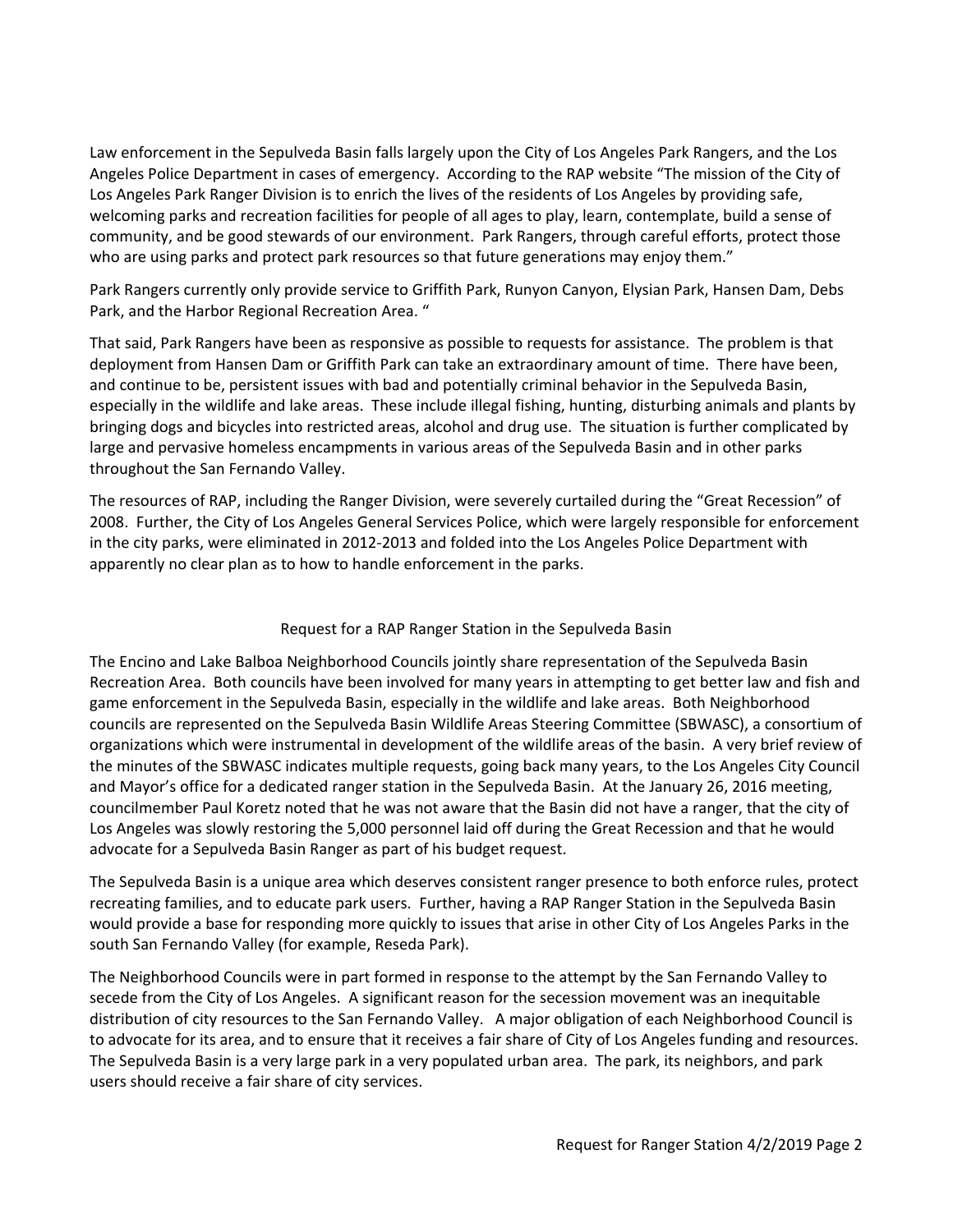Law enforcement in the Sepulveda Basin falls largely upon the City of Los Angeles Park Rangers, and the Los Angeles Police Department in cases of emergency. According to the RAP website "The mission of the City of Los Angeles Park Ranger Division is to enrich the lives of the residents of Los Angeles by providing safe, welcoming parks and recreation facilities for people of all ages to play, learn, contemplate, build a sense of community, and be good stewards of our environment. Park Rangers, through careful efforts, protect those who are using parks and protect park resources so that future generations may enjoy them."

Park Rangers currently only provide service to Griffith Park, Runyon Canyon, Elysian Park, Hansen Dam, Debs Park, and the Harbor Regional Recreation Area. "

That said, Park Rangers have been as responsive as possible to requests for assistance. The problem is that deployment from Hansen Dam or Griffith Park can take an extraordinary amount of time. There have been, and continue to be, persistent issues with bad and potentially criminal behavior in the Sepulveda Basin, especially in the wildlife and lake areas. These include illegal fishing, hunting, disturbing animals and plants by bringing dogs and bicycles into restricted areas, alcohol and drug use. The situation is further complicated by large and pervasive homeless encampments in various areas of the Sepulveda Basin and in other parks throughout the San Fernando Valley.

The resources of RAP, including the Ranger Division, were severely curtailed during the "Great Recession" of 2008. Further, the City of Los Angeles General Services Police, which were largely responsible for enforcement in the city parks, were eliminated in 2012-2013 and folded into the Los Angeles Police Department with apparently no clear plan as to how to handle enforcement in the parks.

## Request for a RAP Ranger Station in the Sepulveda Basin

The Encino and Lake Balboa Neighborhood Councils jointly share representation of the Sepulveda Basin Recreation Area. Both councils have been involved for many years in attempting to get better law and fish and game enforcement in the Sepulveda Basin, especially in the wildlife and lake areas. Both Neighborhood councils are represented on the Sepulveda Basin Wildlife Areas Steering Committee (SBWASC), a consortium of organizations which were instrumental in development of the wildlife areas of the basin. A very brief review of the minutes of the SBWASC indicates multiple requests, going back many years, to the Los Angeles City Council and Mayor's office for a dedicated ranger station in the Sepulveda Basin. At the January 26, 2016 meeting, councilmember Paul Koretz noted that he was not aware that the Basin did not have a ranger, that the city of Los Angeles was slowly restoring the 5,000 personnel laid off during the Great Recession and that he would advocate for a Sepulveda Basin Ranger as part of his budget request.

The Sepulveda Basin is a unique area which deserves consistent ranger presence to both enforce rules, protect recreating families, and to educate park users. Further, having a RAP Ranger Station in the Sepulveda Basin would provide a base for responding more quickly to issues that arise in other City of Los Angeles Parks in the south San Fernando Valley (for example, Reseda Park).

The Neighborhood Councils were in part formed in response to the attempt by the San Fernando Valley to secede from the City of Los Angeles. A significant reason for the secession movement was an inequitable distribution of city resources to the San Fernando Valley. A major obligation of each Neighborhood Council is to advocate for its area, and to ensure that it receives a fair share of City of Los Angeles funding and resources. The Sepulveda Basin is a very large park in a very populated urban area. The park, its neighbors, and park users should receive a fair share of city services.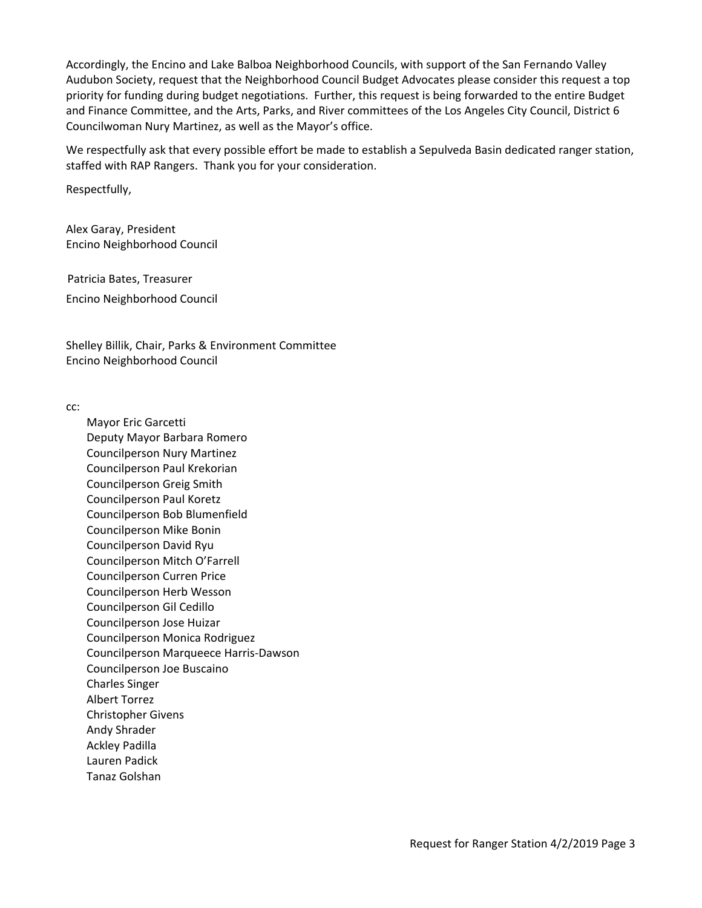Accordingly, the Encino and Lake Balboa Neighborhood Councils, with support of the San Fernando Valley Audubon Society, request that the Neighborhood Council Budget Advocates please consider this request a top priority for funding during budget negotiations. Further, this request is being forwarded to the entire Budget and Finance Committee, and the Arts, Parks, and River committees of the Los Angeles City Council, District 6 Councilwoman Nury Martinez, as well as the Mayor's office.

We respectfully ask that every possible effort be made to establish a Sepulveda Basin dedicated ranger station, staffed with RAP Rangers. Thank you for your consideration.

Respectfully,

Alex Garay, President
Encino Neighborhood Council

Patricia Bates, Treasurer
Encino Neighborhood Council

Shelley Billik, Chair, Parks & Environment Committee
Encino Neighborhood Council

cc:

Mayor Eric Garcetti
Deputy Mayor Barbara Romero
Councilperson Nury Martinez
Councilperson Paul Krekorian
Councilperson Greig Smith
Councilperson Paul Koretz
Councilperson Bob Blumenfield
Councilperson Mike Bonin
Councilperson David Ryu
Councilperson Mitch O'Farrell
Councilperson Curren Price
Councilperson Herb Wesson
Councilperson Gil Cedillo
Councilperson Jose Huizar
Councilperson Monica Rodriguez
Councilperson Marqueece Harris-Dawson
Councilperson Joe Buscaino
Charles Singer
Albert Torrez
Christopher Givens
Andy Shrader
Ackley Padilla
Lauren Padick
Tanaz Golshan